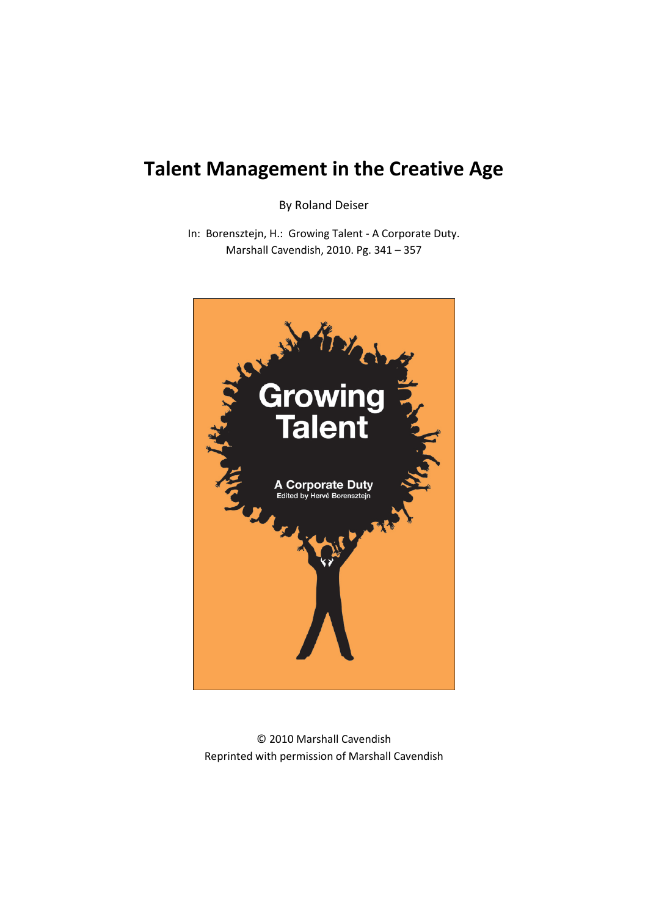# Talent Management in the Creative Age

By Roland Deiser

In: Borensztejn, H.: Growing Talent - A Corporate Duty.
Marshall Cavendish, 2010. Pg. 341 – 357

© 2010 Marshall Cavendish
Reprinted with permission of Marshall Cavendish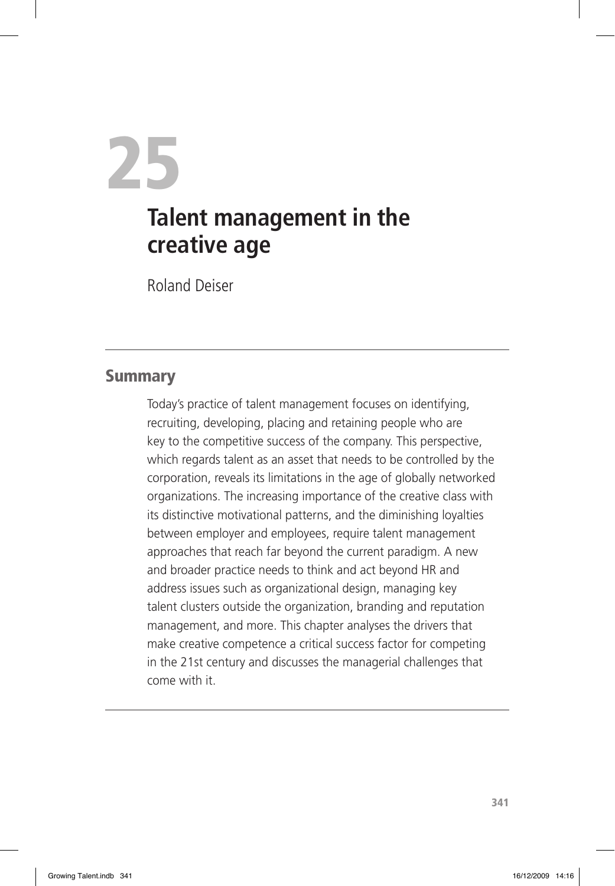# 25

# Talent management in the creative age

Roland Deiser

## Summary

Today's practice of talent management focuses on identifying, recruiting, developing, placing and retaining people who are key to the competitive success of the company. This perspective, which regards talent as an asset that needs to be controlled by the corporation, reveals its limitations in the age of globally networked organizations. The increasing importance of the creative class with its distinctive motivational patterns, and the diminishing loyalties between employer and employees, require talent management approaches that reach far beyond the current paradigm. A new and broader practice needs to think and act beyond HR and address issues such as organizational design, managing key talent clusters outside the organization, branding and reputation management, and more. This chapter analyses the drivers that make creative competence a critical success factor for competing in the 21st century and discusses the managerial challenges that come with it.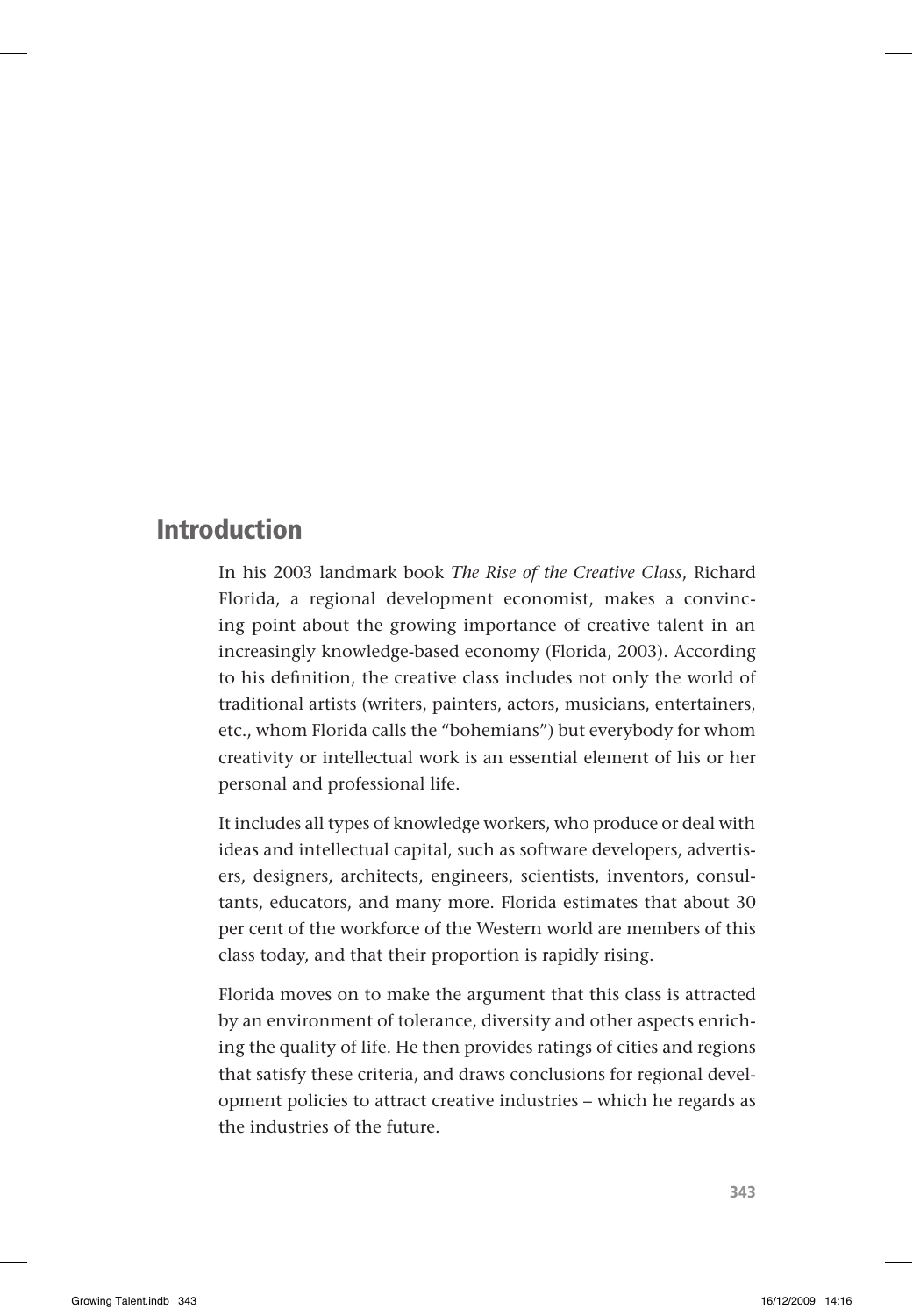## Introduction

In his 2003 landmark book *The Rise of the Creative Class*, Richard Florida, a regional development economist, makes a convincing point about the growing importance of creative talent in an increasingly knowledge-based economy (Florida, 2003). According to his definition, the creative class includes not only the world of traditional artists (writers, painters, actors, musicians, entertainers, etc., whom Florida calls the "bohemians") but everybody for whom creativity or intellectual work is an essential element of his or her personal and professional life.

It includes all types of knowledge workers, who produce or deal with ideas and intellectual capital, such as software developers, advertisers, designers, architects, engineers, scientists, inventors, consultants, educators, and many more. Florida estimates that about 30 per cent of the workforce of the Western world are members of this class today, and that their proportion is rapidly rising.

Florida moves on to make the argument that this class is attracted by an environment of tolerance, diversity and other aspects enriching the quality of life. He then provides ratings of cities and regions that satisfy these criteria, and draws conclusions for regional development policies to attract creative industries – which he regards as the industries of the future.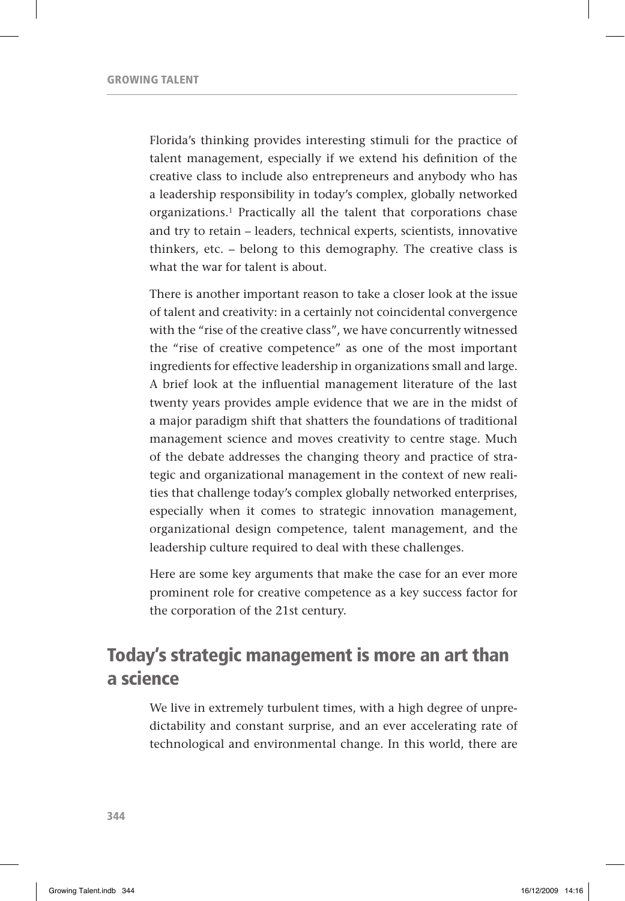Florida's thinking provides interesting stimuli for the practice of talent management, especially if we extend his definition of the creative class to include also entrepreneurs and anybody who has a leadership responsibility in today's complex, globally networked organizations.[1] Practically all the talent that corporations chase and try to retain – leaders, technical experts, scientists, innovative thinkers, etc. – belong to this demography. The creative class is what the war for talent is about.

There is another important reason to take a closer look at the issue of talent and creativity: in a certainly not coincidental convergence with the "rise of the creative class", we have concurrently witnessed the "rise of creative competence" as one of the most important ingredients for effective leadership in organizations small and large. A brief look at the influential management literature of the last twenty years provides ample evidence that we are in the midst of a major paradigm shift that shatters the foundations of traditional management science and moves creativity to centre stage. Much of the debate addresses the changing theory and practice of strategic and organizational management in the context of new realities that challenge today's complex globally networked enterprises, especially when it comes to strategic innovation management, organizational design competence, talent management, and the leadership culture required to deal with these challenges.

Here are some key arguments that make the case for an ever more prominent role for creative competence as a key success factor for the corporation of the 21st century.

## Today's strategic management is more an art than a science

We live in extremely turbulent times, with a high degree of unpredictability and constant surprise, and an ever accelerating rate of technological and environmental change. In this world, there are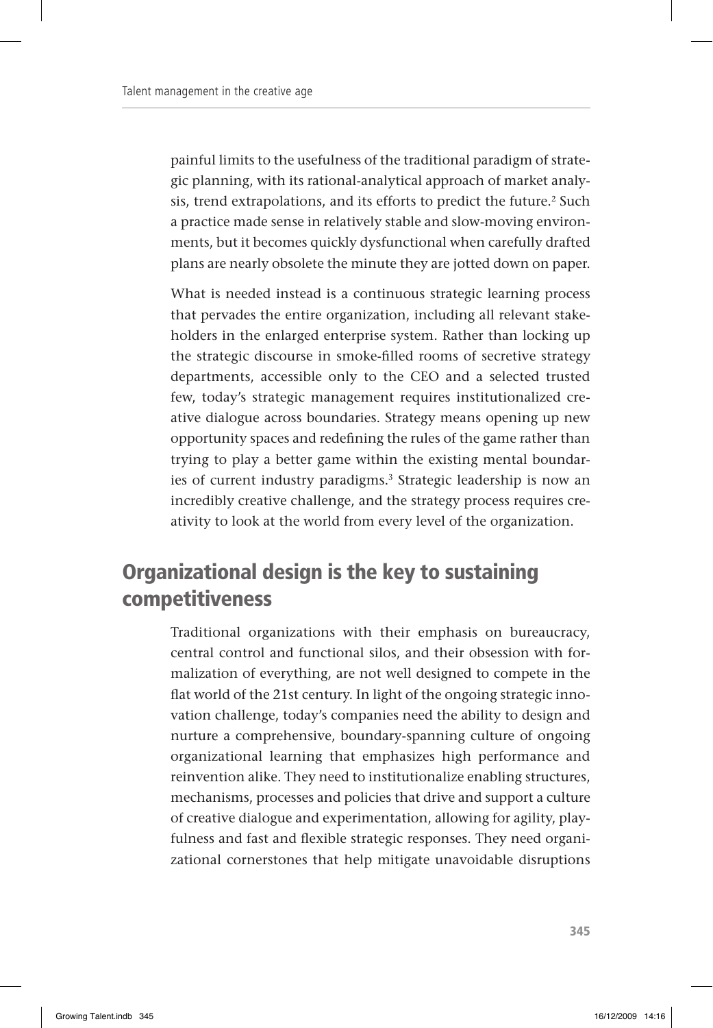painful limits to the usefulness of the traditional paradigm of strategic planning, with its rational-analytical approach of market analysis, trend extrapolations, and its efforts to predict the future.[2] Such a practice made sense in relatively stable and slow-moving environments, but it becomes quickly dysfunctional when carefully drafted plans are nearly obsolete the minute they are jotted down on paper.

What is needed instead is a continuous strategic learning process that pervades the entire organization, including all relevant stakeholders in the enlarged enterprise system. Rather than locking up the strategic discourse in smoke-filled rooms of secretive strategy departments, accessible only to the CEO and a selected trusted few, today's strategic management requires institutionalized creative dialogue across boundaries. Strategy means opening up new opportunity spaces and redefining the rules of the game rather than trying to play a better game within the existing mental boundaries of current industry paradigms.[3] Strategic leadership is now an incredibly creative challenge, and the strategy process requires creativity to look at the world from every level of the organization.

## Organizational design is the key to sustaining competitiveness

Traditional organizations with their emphasis on bureaucracy, central control and functional silos, and their obsession with formalization of everything, are not well designed to compete in the flat world of the 21st century. In light of the ongoing strategic innovation challenge, today's companies need the ability to design and nurture a comprehensive, boundary-spanning culture of ongoing organizational learning that emphasizes high performance and reinvention alike. They need to institutionalize enabling structures, mechanisms, processes and policies that drive and support a culture of creative dialogue and experimentation, allowing for agility, playfulness and fast and flexible strategic responses. They need organizational cornerstones that help mitigate unavoidable disruptions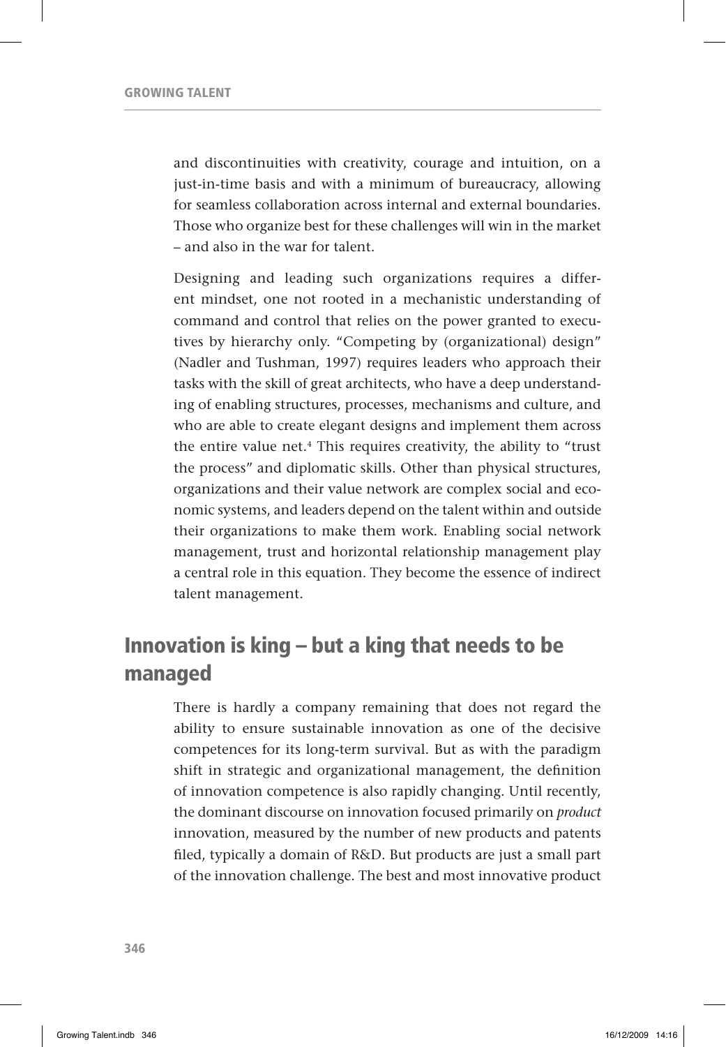and discontinuities with creativity, courage and intuition, on a just-in-time basis and with a minimum of bureaucracy, allowing for seamless collaboration across internal and external boundaries. Those who organize best for these challenges will win in the market – and also in the war for talent.

Designing and leading such organizations requires a different mindset, one not rooted in a mechanistic understanding of command and control that relies on the power granted to executives by hierarchy only. "Competing by (organizational) design" (Nadler and Tushman, 1997) requires leaders who approach their tasks with the skill of great architects, who have a deep understanding of enabling structures, processes, mechanisms and culture, and who are able to create elegant designs and implement them across the entire value net.[4] This requires creativity, the ability to "trust the process" and diplomatic skills. Other than physical structures, organizations and their value network are complex social and economic systems, and leaders depend on the talent within and outside their organizations to make them work. Enabling social network management, trust and horizontal relationship management play a central role in this equation. They become the essence of indirect talent management.

## Innovation is king – but a king that needs to be managed

There is hardly a company remaining that does not regard the ability to ensure sustainable innovation as one of the decisive competences for its long-term survival. But as with the paradigm shift in strategic and organizational management, the definition of innovation competence is also rapidly changing. Until recently, the dominant discourse on innovation focused primarily on *product* innovation, measured by the number of new products and patents filed, typically a domain of R&D. But products are just a small part of the innovation challenge. The best and most innovative product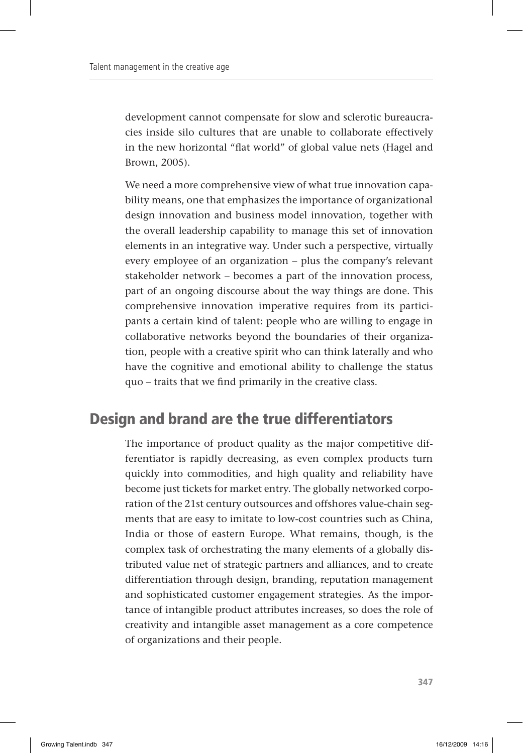development cannot compensate for slow and sclerotic bureaucracies inside silo cultures that are unable to collaborate effectively in the new horizontal "flat world" of global value nets (Hagel and Brown, 2005).

We need a more comprehensive view of what true innovation capability means, one that emphasizes the importance of organizational design innovation and business model innovation, together with the overall leadership capability to manage this set of innovation elements in an integrative way. Under such a perspective, virtually every employee of an organization – plus the company's relevant stakeholder network – becomes a part of the innovation process, part of an ongoing discourse about the way things are done. This comprehensive innovation imperative requires from its participants a certain kind of talent: people who are willing to engage in collaborative networks beyond the boundaries of their organization, people with a creative spirit who can think laterally and who have the cognitive and emotional ability to challenge the status quo – traits that we find primarily in the creative class.

## Design and brand are the true differentiators

The importance of product quality as the major competitive differentiator is rapidly decreasing, as even complex products turn quickly into commodities, and high quality and reliability have become just tickets for market entry. The globally networked corporation of the 21st century outsources and offshores value-chain segments that are easy to imitate to low-cost countries such as China, India or those of eastern Europe. What remains, though, is the complex task of orchestrating the many elements of a globally distributed value net of strategic partners and alliances, and to create differentiation through design, branding, reputation management and sophisticated customer engagement strategies. As the importance of intangible product attributes increases, so does the role of creativity and intangible asset management as a core competence of organizations and their people.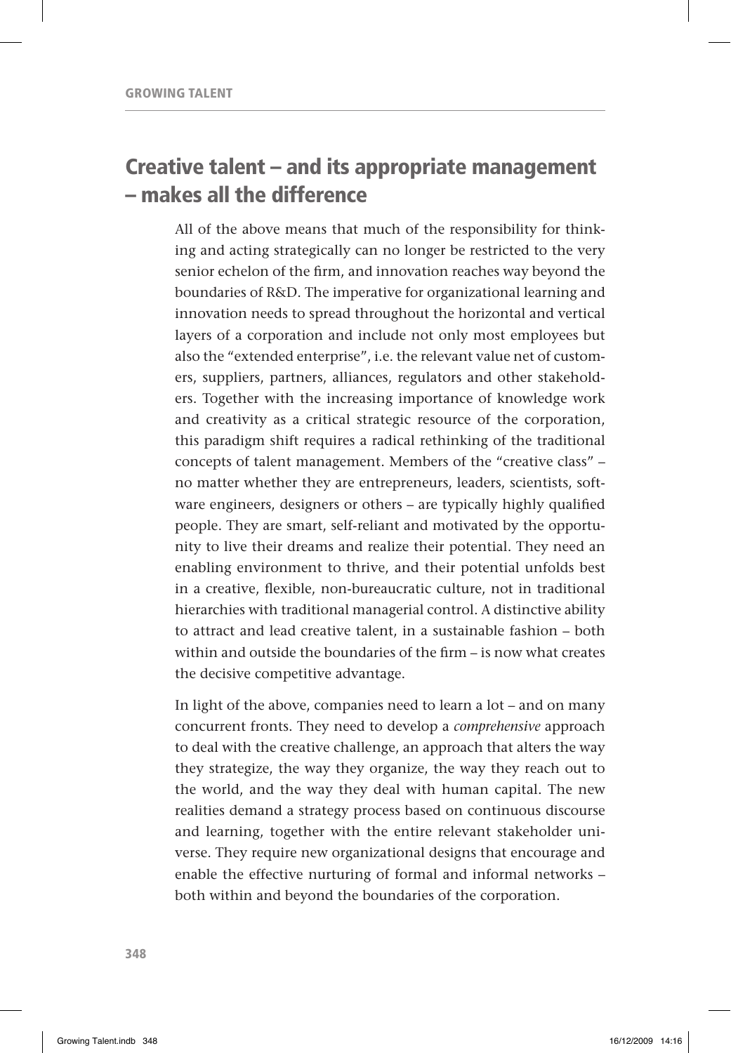## Creative talent – and its appropriate management – makes all the difference

All of the above means that much of the responsibility for thinking and acting strategically can no longer be restricted to the very senior echelon of the firm, and innovation reaches way beyond the boundaries of R&D. The imperative for organizational learning and innovation needs to spread throughout the horizontal and vertical layers of a corporation and include not only most employees but also the "extended enterprise", i.e. the relevant value net of customers, suppliers, partners, alliances, regulators and other stakeholders. Together with the increasing importance of knowledge work and creativity as a critical strategic resource of the corporation, this paradigm shift requires a radical rethinking of the traditional concepts of talent management. Members of the "creative class" – no matter whether they are entrepreneurs, leaders, scientists, software engineers, designers or others – are typically highly qualified people. They are smart, self-reliant and motivated by the opportunity to live their dreams and realize their potential. They need an enabling environment to thrive, and their potential unfolds best in a creative, flexible, non-bureaucratic culture, not in traditional hierarchies with traditional managerial control. A distinctive ability to attract and lead creative talent, in a sustainable fashion – both within and outside the boundaries of the firm – is now what creates the decisive competitive advantage.

In light of the above, companies need to learn a lot – and on many concurrent fronts. They need to develop a *comprehensive* approach to deal with the creative challenge, an approach that alters the way they strategize, the way they organize, the way they reach out to the world, and the way they deal with human capital. The new realities demand a strategy process based on continuous discourse and learning, together with the entire relevant stakeholder universe. They require new organizational designs that encourage and enable the effective nurturing of formal and informal networks – both within and beyond the boundaries of the corporation.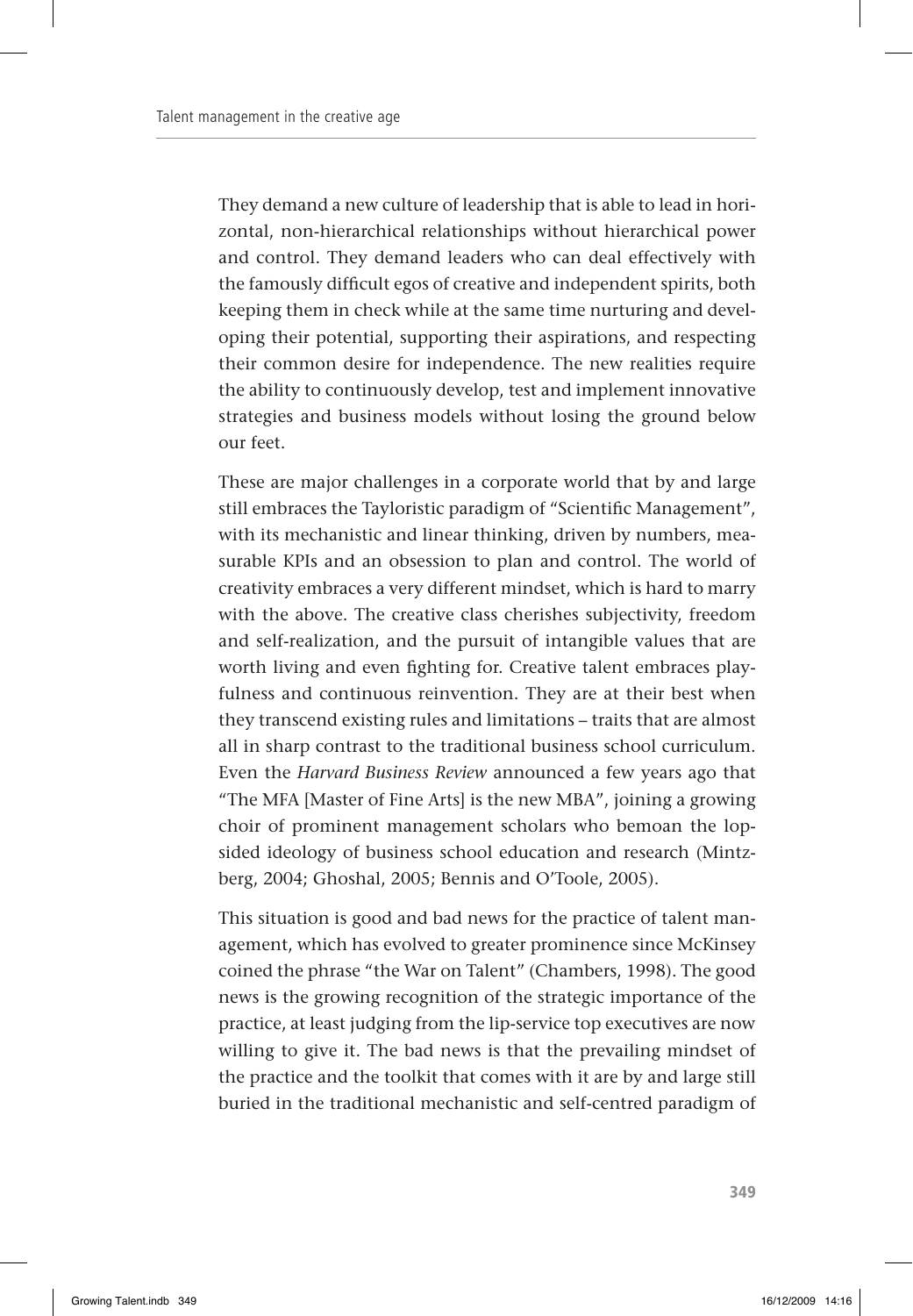They demand a new culture of leadership that is able to lead in horizontal, non-hierarchical relationships without hierarchical power and control. They demand leaders who can deal effectively with the famously difficult egos of creative and independent spirits, both keeping them in check while at the same time nurturing and developing their potential, supporting their aspirations, and respecting their common desire for independence. The new realities require the ability to continuously develop, test and implement innovative strategies and business models without losing the ground below our feet.

These are major challenges in a corporate world that by and large still embraces the Tayloristic paradigm of "Scientific Management", with its mechanistic and linear thinking, driven by numbers, measurable KPIs and an obsession to plan and control. The world of creativity embraces a very different mindset, which is hard to marry with the above. The creative class cherishes subjectivity, freedom and self-realization, and the pursuit of intangible values that are worth living and even fighting for. Creative talent embraces playfulness and continuous reinvention. They are at their best when they transcend existing rules and limitations – traits that are almost all in sharp contrast to the traditional business school curriculum. Even the *Harvard Business Review* announced a few years ago that "The MFA [Master of Fine Arts] is the new MBA", joining a growing choir of prominent management scholars who bemoan the lopsided ideology of business school education and research (Mintzberg, 2004; Ghoshal, 2005; Bennis and O'Toole, 2005).

This situation is good and bad news for the practice of talent management, which has evolved to greater prominence since McKinsey coined the phrase "the War on Talent" (Chambers, 1998). The good news is the growing recognition of the strategic importance of the practice, at least judging from the lip-service top executives are now willing to give it. The bad news is that the prevailing mindset of the practice and the toolkit that comes with it are by and large still buried in the traditional mechanistic and self-centred paradigm of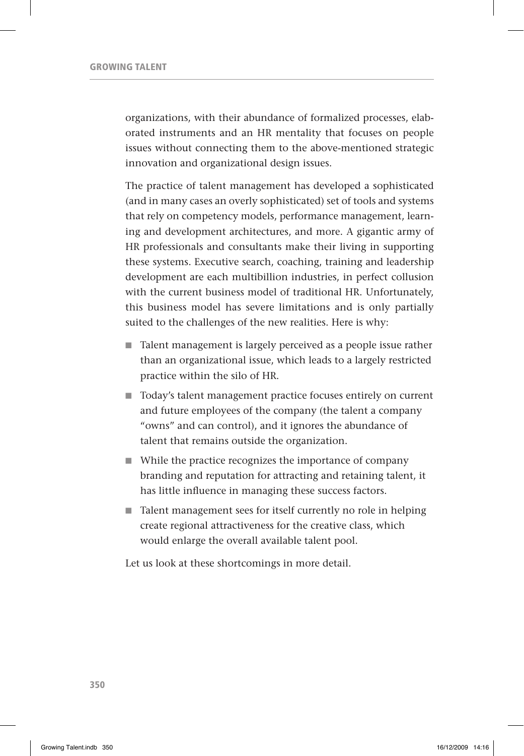organizations, with their abundance of formalized processes, elaborated instruments and an HR mentality that focuses on people issues without connecting them to the above-mentioned strategic innovation and organizational design issues.

The practice of talent management has developed a sophisticated (and in many cases an overly sophisticated) set of tools and systems that rely on competency models, performance management, learning and development architectures, and more. A gigantic army of HR professionals and consultants make their living in supporting these systems. Executive search, coaching, training and leadership development are each multibillion industries, in perfect collusion with the current business model of traditional HR. Unfortunately, this business model has severe limitations and is only partially suited to the challenges of the new realities. Here is why:

- Talent management is largely perceived as a people issue rather than an organizational issue, which leads to a largely restricted practice within the silo of HR.
- Today's talent management practice focuses entirely on current and future employees of the company (the talent a company "owns" and can control), and it ignores the abundance of talent that remains outside the organization.
- While the practice recognizes the importance of company branding and reputation for attracting and retaining talent, it has little influence in managing these success factors.
- Talent management sees for itself currently no role in helping create regional attractiveness for the creative class, which would enlarge the overall available talent pool.

Let us look at these shortcomings in more detail.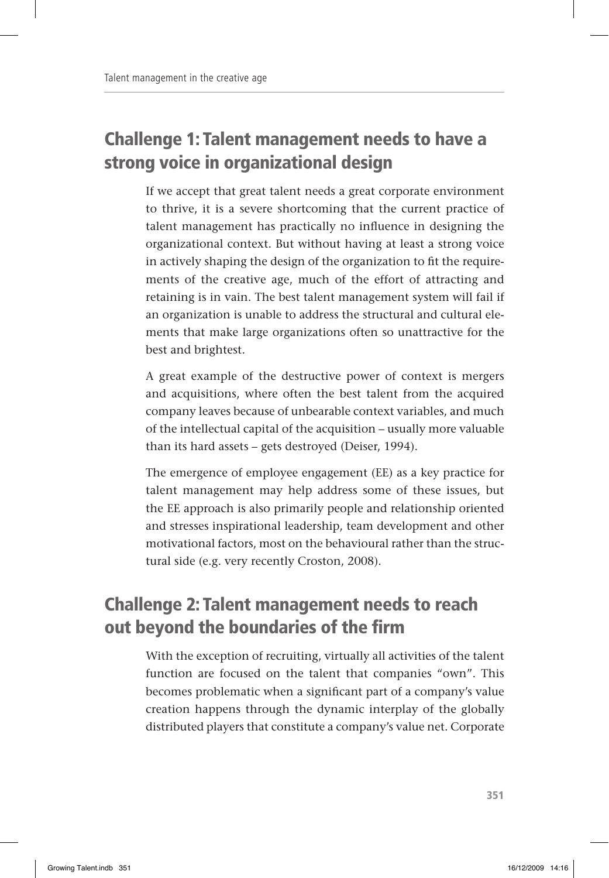## Challenge 1: Talent management needs to have a strong voice in organizational design

If we accept that great talent needs a great corporate environment to thrive, it is a severe shortcoming that the current practice of talent management has practically no influence in designing the organizational context. But without having at least a strong voice in actively shaping the design of the organization to fit the requirements of the creative age, much of the effort of attracting and retaining is in vain. The best talent management system will fail if an organization is unable to address the structural and cultural elements that make large organizations often so unattractive for the best and brightest.

A great example of the destructive power of context is mergers and acquisitions, where often the best talent from the acquired company leaves because of unbearable context variables, and much of the intellectual capital of the acquisition – usually more valuable than its hard assets – gets destroyed (Deiser, 1994).

The emergence of employee engagement (EE) as a key practice for talent management may help address some of these issues, but the EE approach is also primarily people and relationship oriented and stresses inspirational leadership, team development and other motivational factors, most on the behavioural rather than the structural side (e.g. very recently Croston, 2008).

## Challenge 2: Talent management needs to reach out beyond the boundaries of the firm

With the exception of recruiting, virtually all activities of the talent function are focused on the talent that companies "own". This becomes problematic when a significant part of a company's value creation happens through the dynamic interplay of the globally distributed players that constitute a company's value net. Corporate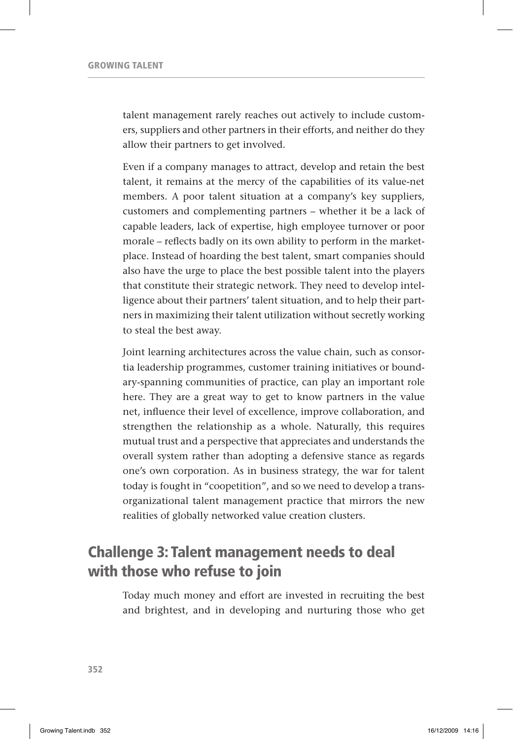talent management rarely reaches out actively to include customers, suppliers and other partners in their efforts, and neither do they allow their partners to get involved.

Even if a company manages to attract, develop and retain the best talent, it remains at the mercy of the capabilities of its value-net members. A poor talent situation at a company's key suppliers, customers and complementing partners – whether it be a lack of capable leaders, lack of expertise, high employee turnover or poor morale – reflects badly on its own ability to perform in the marketplace. Instead of hoarding the best talent, smart companies should also have the urge to place the best possible talent into the players that constitute their strategic network. They need to develop intelligence about their partners' talent situation, and to help their partners in maximizing their talent utilization without secretly working to steal the best away.

Joint learning architectures across the value chain, such as consortia leadership programmes, customer training initiatives or boundary-spanning communities of practice, can play an important role here. They are a great way to get to know partners in the value net, influence their level of excellence, improve collaboration, and strengthen the relationship as a whole. Naturally, this requires mutual trust and a perspective that appreciates and understands the overall system rather than adopting a defensive stance as regards one's own corporation. As in business strategy, the war for talent today is fought in "coopetition", and so we need to develop a trans-organizational talent management practice that mirrors the new realities of globally networked value creation clusters.

## Challenge 3: Talent management needs to deal with those who refuse to join

Today much money and effort are invested in recruiting the best and brightest, and in developing and nurturing those who get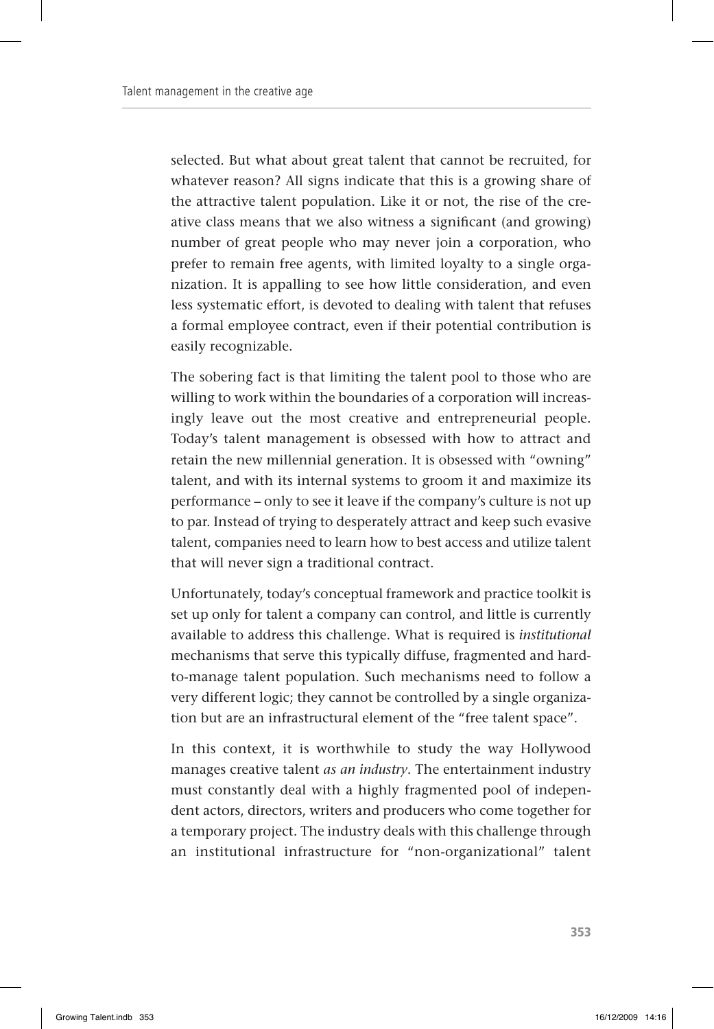selected. But what about great talent that cannot be recruited, for whatever reason? All signs indicate that this is a growing share of the attractive talent population. Like it or not, the rise of the creative class means that we also witness a significant (and growing) number of great people who may never join a corporation, who prefer to remain free agents, with limited loyalty to a single organization. It is appalling to see how little consideration, and even less systematic effort, is devoted to dealing with talent that refuses a formal employee contract, even if their potential contribution is easily recognizable.

The sobering fact is that limiting the talent pool to those who are willing to work within the boundaries of a corporation will increasingly leave out the most creative and entrepreneurial people. Today's talent management is obsessed with how to attract and retain the new millennial generation. It is obsessed with "owning" talent, and with its internal systems to groom it and maximize its performance – only to see it leave if the company's culture is not up to par. Instead of trying to desperately attract and keep such evasive talent, companies need to learn how to best access and utilize talent that will never sign a traditional contract.

Unfortunately, today's conceptual framework and practice toolkit is set up only for talent a company can control, and little is currently available to address this challenge. What is required is *institutional* mechanisms that serve this typically diffuse, fragmented and hard-to-manage talent population. Such mechanisms need to follow a very different logic; they cannot be controlled by a single organization but are an infrastructural element of the "free talent space".

In this context, it is worthwhile to study the way Hollywood manages creative talent *as an industry*. The entertainment industry must constantly deal with a highly fragmented pool of independent actors, directors, writers and producers who come together for a temporary project. The industry deals with this challenge through an institutional infrastructure for "non-organizational" talent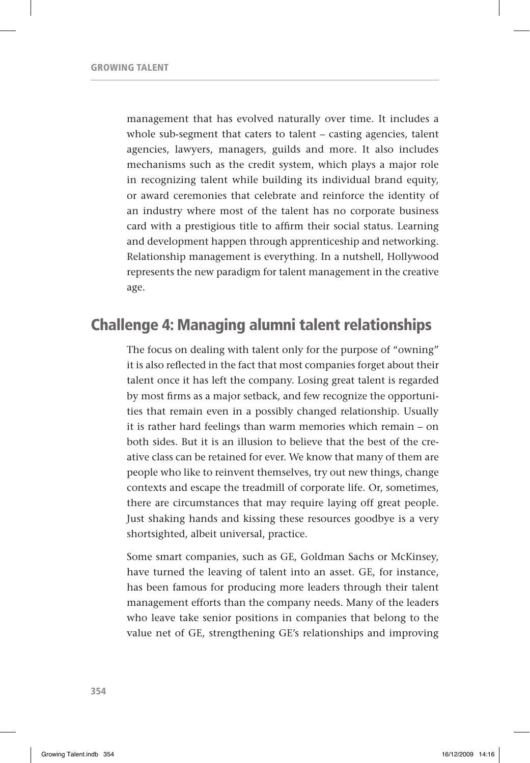management that has evolved naturally over time. It includes a whole sub-segment that caters to talent – casting agencies, talent agencies, lawyers, managers, guilds and more. It also includes mechanisms such as the credit system, which plays a major role in recognizing talent while building its individual brand equity, or award ceremonies that celebrate and reinforce the identity of an industry where most of the talent has no corporate business card with a prestigious title to affirm their social status. Learning and development happen through apprenticeship and networking. Relationship management is everything. In a nutshell, Hollywood represents the new paradigm for talent management in the creative age.

## Challenge 4: Managing alumni talent relationships

The focus on dealing with talent only for the purpose of "owning" it is also reflected in the fact that most companies forget about their talent once it has left the company. Losing great talent is regarded by most firms as a major setback, and few recognize the opportunities that remain even in a possibly changed relationship. Usually it is rather hard feelings than warm memories which remain – on both sides. But it is an illusion to believe that the best of the creative class can be retained for ever. We know that many of them are people who like to reinvent themselves, try out new things, change contexts and escape the treadmill of corporate life. Or, sometimes, there are circumstances that may require laying off great people. Just shaking hands and kissing these resources goodbye is a very shortsighted, albeit universal, practice.

Some smart companies, such as GE, Goldman Sachs or McKinsey, have turned the leaving of talent into an asset. GE, for instance, has been famous for producing more leaders through their talent management efforts than the company needs. Many of the leaders who leave take senior positions in companies that belong to the value net of GE, strengthening GE's relationships and improving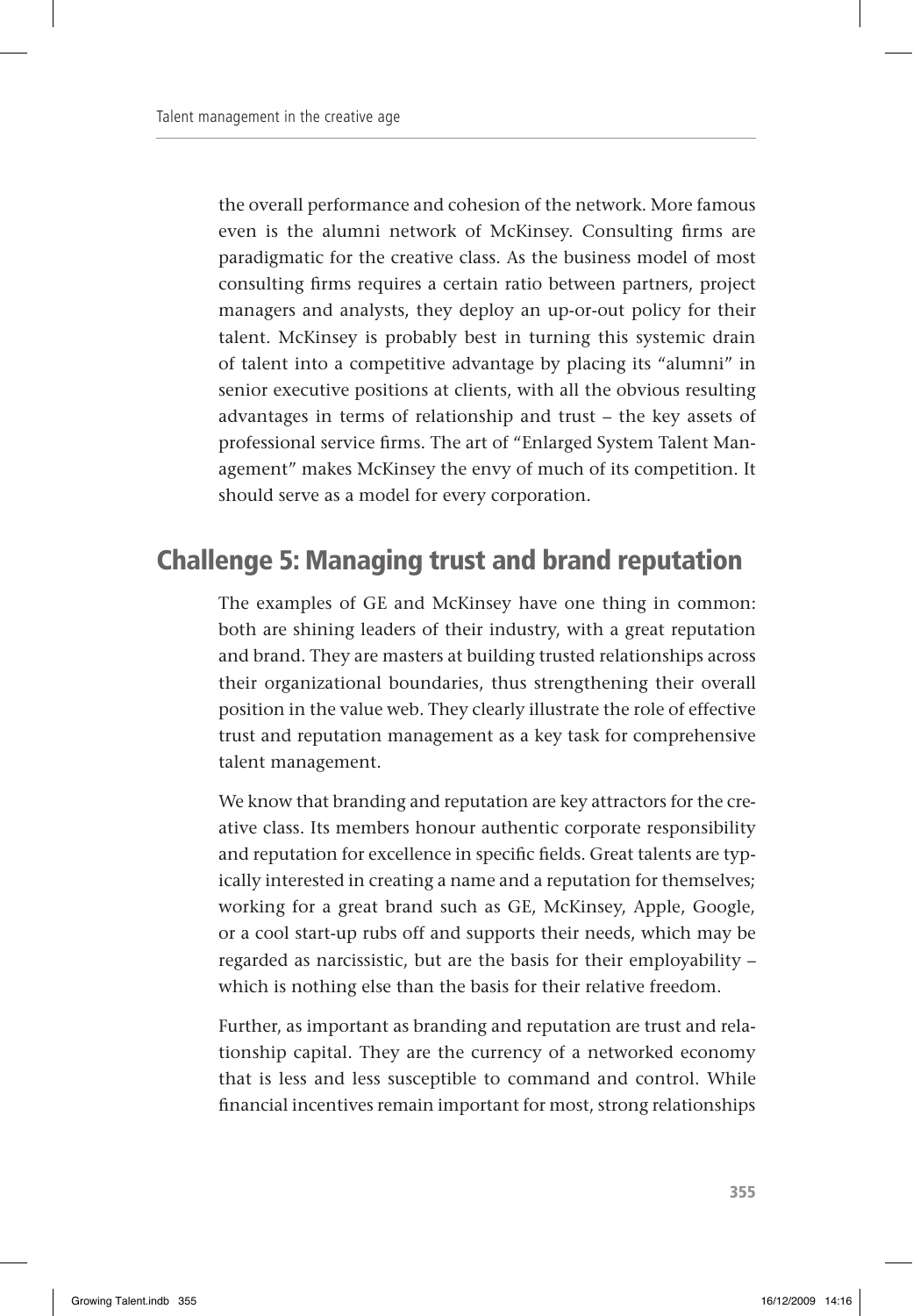the overall performance and cohesion of the network. More famous even is the alumni network of McKinsey. Consulting firms are paradigmatic for the creative class. As the business model of most consulting firms requires a certain ratio between partners, project managers and analysts, they deploy an up-or-out policy for their talent. McKinsey is probably best in turning this systemic drain of talent into a competitive advantage by placing its "alumni" in senior executive positions at clients, with all the obvious resulting advantages in terms of relationship and trust – the key assets of professional service firms. The art of "Enlarged System Talent Management" makes McKinsey the envy of much of its competition. It should serve as a model for every corporation.

## Challenge 5: Managing trust and brand reputation

The examples of GE and McKinsey have one thing in common: both are shining leaders of their industry, with a great reputation and brand. They are masters at building trusted relationships across their organizational boundaries, thus strengthening their overall position in the value web. They clearly illustrate the role of effective trust and reputation management as a key task for comprehensive talent management.

We know that branding and reputation are key attractors for the creative class. Its members honour authentic corporate responsibility and reputation for excellence in specific fields. Great talents are typically interested in creating a name and a reputation for themselves; working for a great brand such as GE, McKinsey, Apple, Google, or a cool start-up rubs off and supports their needs, which may be regarded as narcissistic, but are the basis for their employability – which is nothing else than the basis for their relative freedom.

Further, as important as branding and reputation are trust and relationship capital. They are the currency of a networked economy that is less and less susceptible to command and control. While financial incentives remain important for most, strong relationships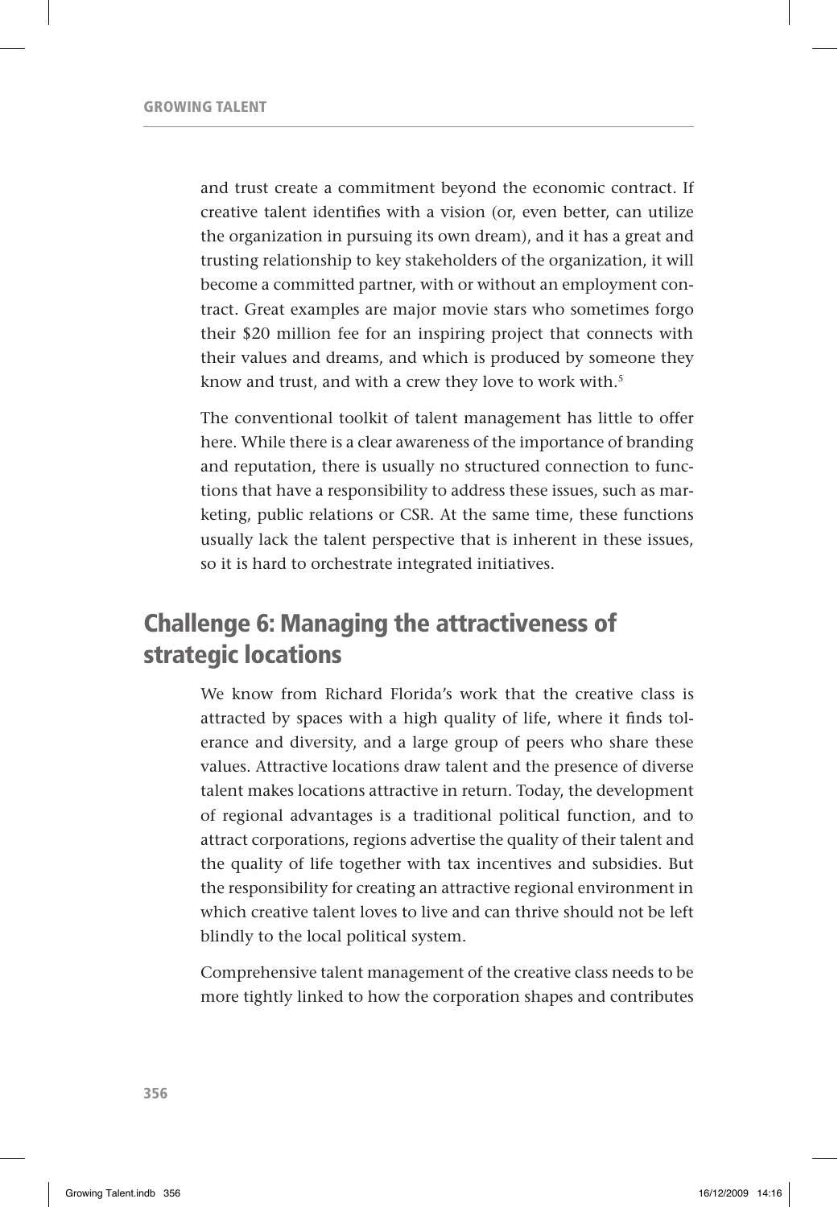and trust create a commitment beyond the economic contract. If creative talent identifies with a vision (or, even better, can utilize the organization in pursuing its own dream), and it has a great and trusting relationship to key stakeholders of the organization, it will become a committed partner, with or without an employment contract. Great examples are major movie stars who sometimes forgo their $20 million fee for an inspiring project that connects with their values and dreams, and which is produced by someone they know and trust, and with a crew they love to work with.[5]

The conventional toolkit of talent management has little to offer here. While there is a clear awareness of the importance of branding and reputation, there is usually no structured connection to functions that have a responsibility to address these issues, such as marketing, public relations or CSR. At the same time, these functions usually lack the talent perspective that is inherent in these issues, so it is hard to orchestrate integrated initiatives.

## Challenge 6: Managing the attractiveness of strategic locations

We know from Richard Florida's work that the creative class is attracted by spaces with a high quality of life, where it finds tolerance and diversity, and a large group of peers who share these values. Attractive locations draw talent and the presence of diverse talent makes locations attractive in return. Today, the development of regional advantages is a traditional political function, and to attract corporations, regions advertise the quality of their talent and the quality of life together with tax incentives and subsidies. But the responsibility for creating an attractive regional environment in which creative talent loves to live and can thrive should not be left blindly to the local political system.

Comprehensive talent management of the creative class needs to be more tightly linked to how the corporation shapes and contributes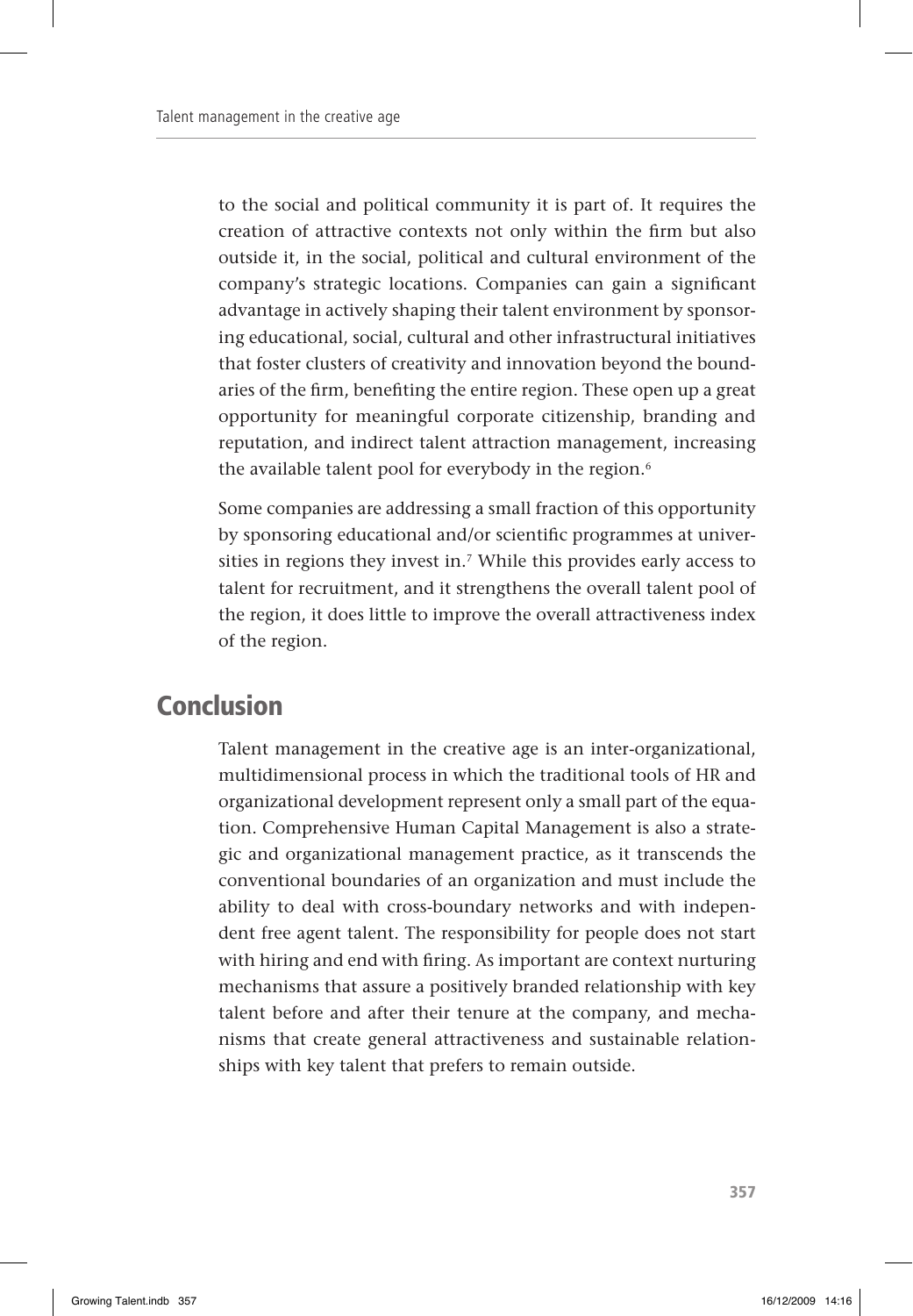to the social and political community it is part of. It requires the creation of attractive contexts not only within the firm but also outside it, in the social, political and cultural environment of the company's strategic locations. Companies can gain a significant advantage in actively shaping their talent environment by sponsoring educational, social, cultural and other infrastructural initiatives that foster clusters of creativity and innovation beyond the boundaries of the firm, benefiting the entire region. These open up a great opportunity for meaningful corporate citizenship, branding and reputation, and indirect talent attraction management, increasing the available talent pool for everybody in the region.[6]

Some companies are addressing a small fraction of this opportunity by sponsoring educational and/or scientific programmes at universities in regions they invest in.[7] While this provides early access to talent for recruitment, and it strengthens the overall talent pool of the region, it does little to improve the overall attractiveness index of the region.

## Conclusion

Talent management in the creative age is an inter-organizational, multidimensional process in which the traditional tools of HR and organizational development represent only a small part of the equation. Comprehensive Human Capital Management is also a strategic and organizational management practice, as it transcends the conventional boundaries of an organization and must include the ability to deal with cross-boundary networks and with independent free agent talent. The responsibility for people does not start with hiring and end with firing. As important are context nurturing mechanisms that assure a positively branded relationship with key talent before and after their tenure at the company, and mechanisms that create general attractiveness and sustainable relationships with key talent that prefers to remain outside.